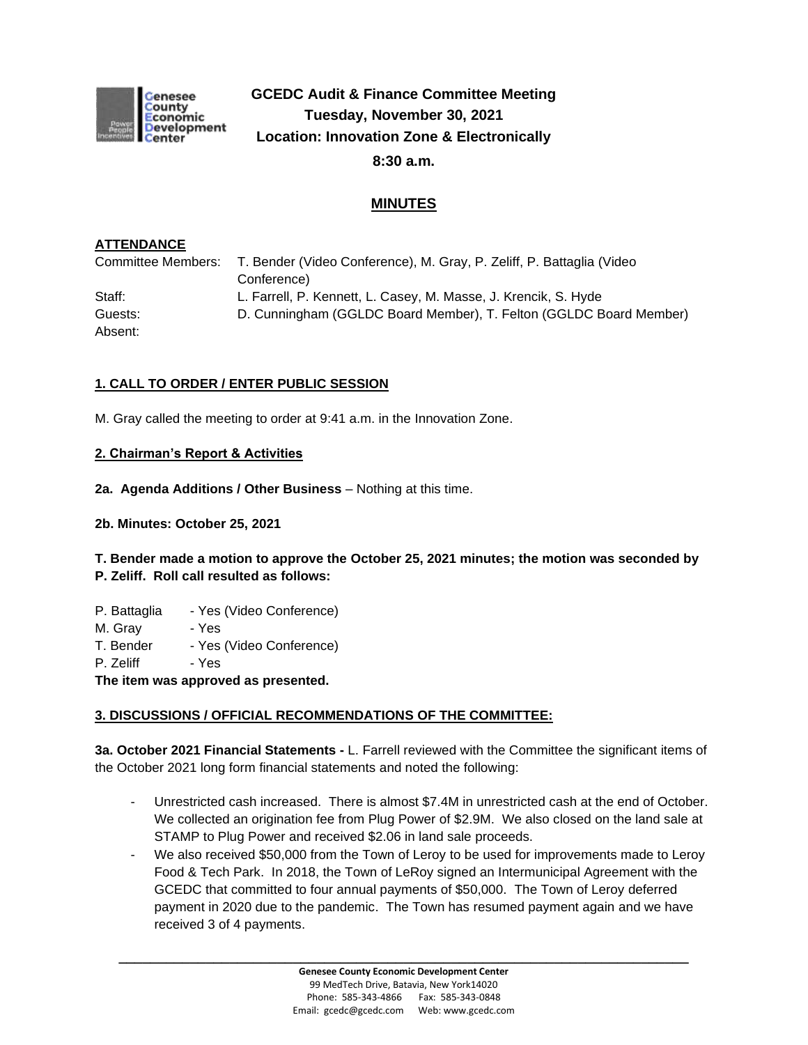# GCEDC Audit & Finance Committee Meeting
**Tuesday, November 30, 2021**
**Location: Innovation Zone & Electronically**
**8:30 a.m.**

## MINUTES

### ATTENDANCE

| | |
|---|---|
| Committee Members: | T. Bender (Video Conference), M. Gray, P. Zeliff, P. Battaglia (Video Conference) |
| Staff: | L. Farrell, P. Kennett, L. Casey, M. Masse, J. Krencik, S. Hyde |
| Guests: | D. Cunningham (GGLDC Board Member), T. Felton (GGLDC Board Member) |
| Absent: | |

### 1. CALL TO ORDER / ENTER PUBLIC SESSION

M. Gray called the meeting to order at 9:41 a.m. in the Innovation Zone.

### 2. Chairman's Report & Activities

**2a. Agenda Additions / Other Business** – Nothing at this time.

**2b. Minutes: October 25, 2021**

**T. Bender made a motion to approve the October 25, 2021 minutes; the motion was seconded by P. Zeliff. Roll call resulted as follows:**

P. Battaglia - Yes (Video Conference)
M. Gray - Yes
T. Bender - Yes (Video Conference)
P. Zeliff - Yes

**The item was approved as presented.**

### 3. DISCUSSIONS / OFFICIAL RECOMMENDATIONS OF THE COMMITTEE:

**3a. October 2021 Financial Statements -** L. Farrell reviewed with the Committee the significant items of the October 2021 long form financial statements and noted the following:

- Unrestricted cash increased. There is almost $7.4M in unrestricted cash at the end of October. We collected an origination fee from Plug Power of $2.9M. We also closed on the land sale at STAMP to Plug Power and received $2.06 in land sale proceeds.
- We also received $50,000 from the Town of Leroy to be used for improvements made to Leroy Food & Tech Park. In 2018, the Town of LeRoy signed an Intermunicipal Agreement with the GCEDC that committed to four annual payments of $50,000. The Town of Leroy deferred payment in 2020 due to the pandemic. The Town has resumed payment again and we have received 3 of 4 payments.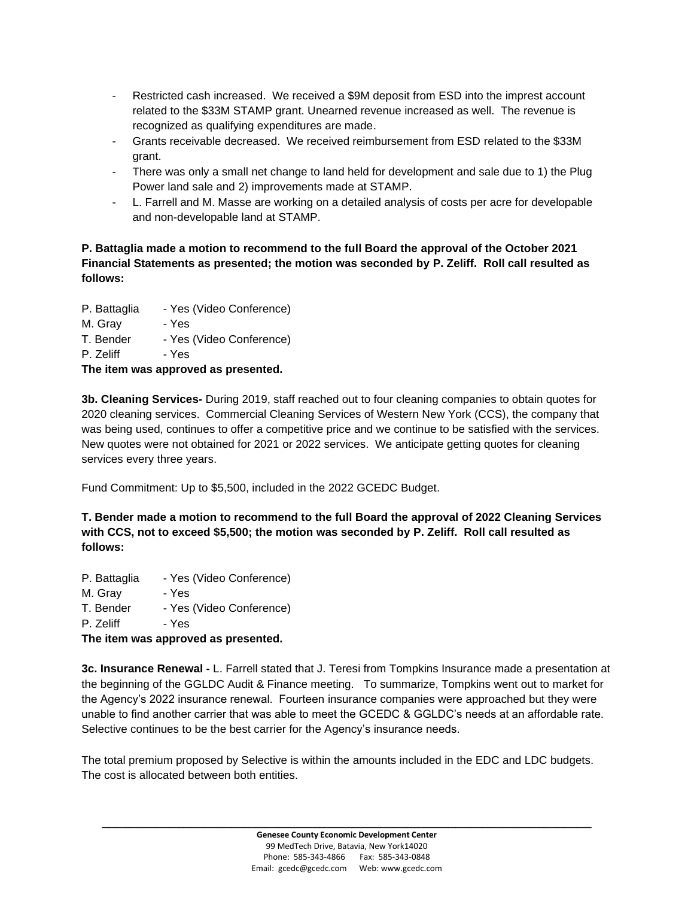- Restricted cash increased. We received a $9M deposit from ESD into the imprest account related to the $33M STAMP grant. Unearned revenue increased as well. The revenue is recognized as qualifying expenditures are made.
- Grants receivable decreased. We received reimbursement from ESD related to the $33M grant.
- There was only a small net change to land held for development and sale due to 1) the Plug Power land sale and 2) improvements made at STAMP.
- L. Farrell and M. Masse are working on a detailed analysis of costs per acre for developable and non-developable land at STAMP.

**P. Battaglia made a motion to recommend to the full Board the approval of the October 2021 Financial Statements as presented; the motion was seconded by P. Zeliff. Roll call resulted as follows:**

P. Battaglia - Yes (Video Conference)
M. Gray - Yes
T. Bender - Yes (Video Conference)
P. Zeliff - Yes
**The item was approved as presented.**

**3b. Cleaning Services-** During 2019, staff reached out to four cleaning companies to obtain quotes for 2020 cleaning services. Commercial Cleaning Services of Western New York (CCS), the company that was being used, continues to offer a competitive price and we continue to be satisfied with the services. New quotes were not obtained for 2021 or 2022 services. We anticipate getting quotes for cleaning services every three years.

Fund Commitment: Up to $5,500, included in the 2022 GCEDC Budget.

**T. Bender made a motion to recommend to the full Board the approval of 2022 Cleaning Services with CCS, not to exceed $5,500; the motion was seconded by P. Zeliff. Roll call resulted as follows:**

P. Battaglia - Yes (Video Conference)
M. Gray - Yes
T. Bender - Yes (Video Conference)
P. Zeliff - Yes
**The item was approved as presented.**

**3c. Insurance Renewal -** L. Farrell stated that J. Teresi from Tompkins Insurance made a presentation at the beginning of the GGLDC Audit & Finance meeting. To summarize, Tompkins went out to market for the Agency's 2022 insurance renewal. Fourteen insurance companies were approached but they were unable to find another carrier that was able to meet the GCEDC & GGLDC's needs at an affordable rate. Selective continues to be the best carrier for the Agency's insurance needs.

The total premium proposed by Selective is within the amounts included in the EDC and LDC budgets. The cost is allocated between both entities.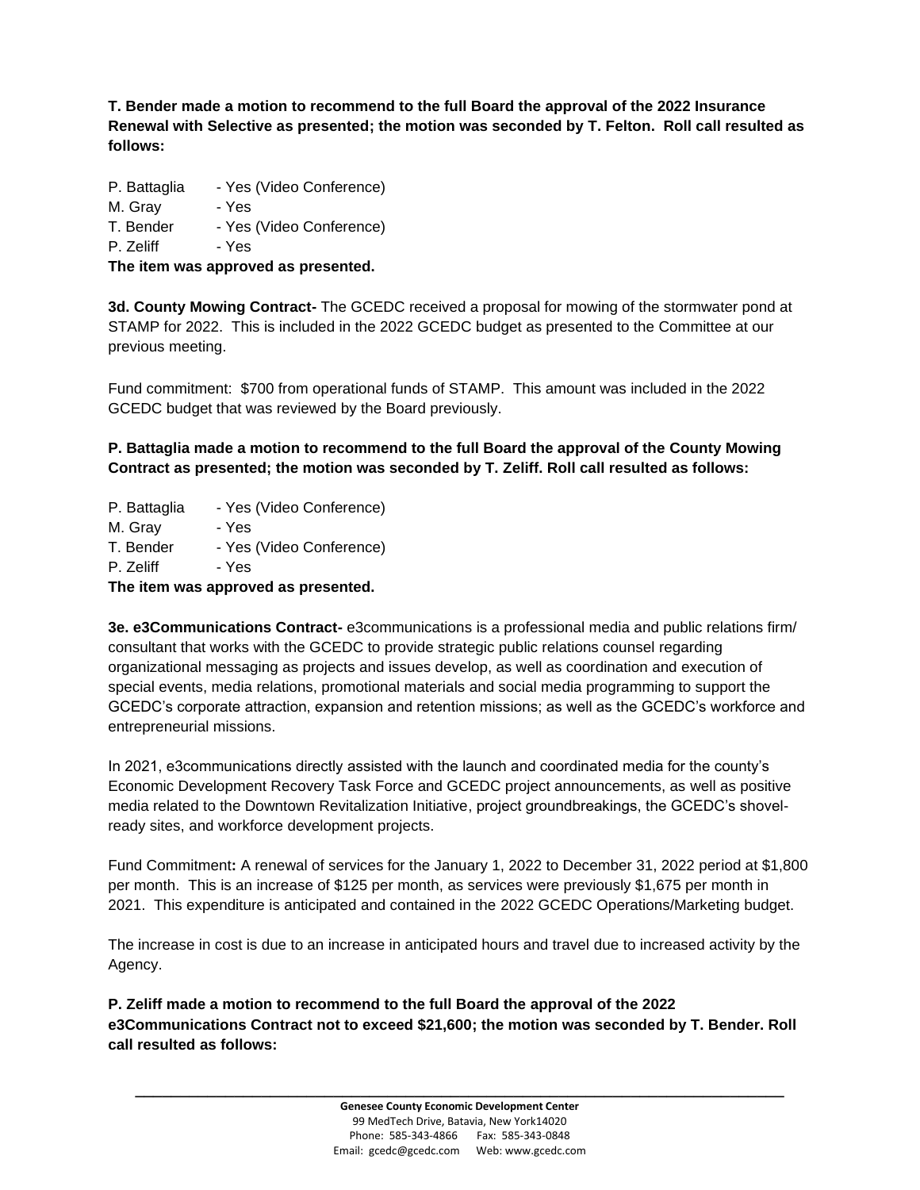**T. Bender made a motion to recommend to the full Board the approval of the 2022 Insurance Renewal with Selective as presented; the motion was seconded by T. Felton. Roll call resulted as follows:**

P. Battaglia - Yes (Video Conference)
M. Gray - Yes
T. Bender - Yes (Video Conference)
P. Zeliff - Yes
**The item was approved as presented.**

**3d. County Mowing Contract-** The GCEDC received a proposal for mowing of the stormwater pond at STAMP for 2022. This is included in the 2022 GCEDC budget as presented to the Committee at our previous meeting.

Fund commitment: $700 from operational funds of STAMP. This amount was included in the 2022 GCEDC budget that was reviewed by the Board previously.

**P. Battaglia made a motion to recommend to the full Board the approval of the County Mowing Contract as presented; the motion was seconded by T. Zeliff. Roll call resulted as follows:**

P. Battaglia - Yes (Video Conference)
M. Gray - Yes
T. Bender - Yes (Video Conference)
P. Zeliff - Yes
**The item was approved as presented.**

**3e. e3Communications Contract-** e3communications is a professional media and public relations firm/ consultant that works with the GCEDC to provide strategic public relations counsel regarding organizational messaging as projects and issues develop, as well as coordination and execution of special events, media relations, promotional materials and social media programming to support the GCEDC's corporate attraction, expansion and retention missions; as well as the GCEDC's workforce and entrepreneurial missions.

In 2021, e3communications directly assisted with the launch and coordinated media for the county's Economic Development Recovery Task Force and GCEDC project announcements, as well as positive media related to the Downtown Revitalization Initiative, project groundbreakings, the GCEDC's shovel-ready sites, and workforce development projects.

Fund Commitment**:** A renewal of services for the January 1, 2022 to December 31, 2022 period at $1,800 per month. This is an increase of $125 per month, as services were previously $1,675 per month in 2021. This expenditure is anticipated and contained in the 2022 GCEDC Operations/Marketing budget.

The increase in cost is due to an increase in anticipated hours and travel due to increased activity by the Agency.

**P. Zeliff made a motion to recommend to the full Board the approval of the 2022 e3Communications Contract not to exceed $21,600; the motion was seconded by T. Bender. Roll call resulted as follows:**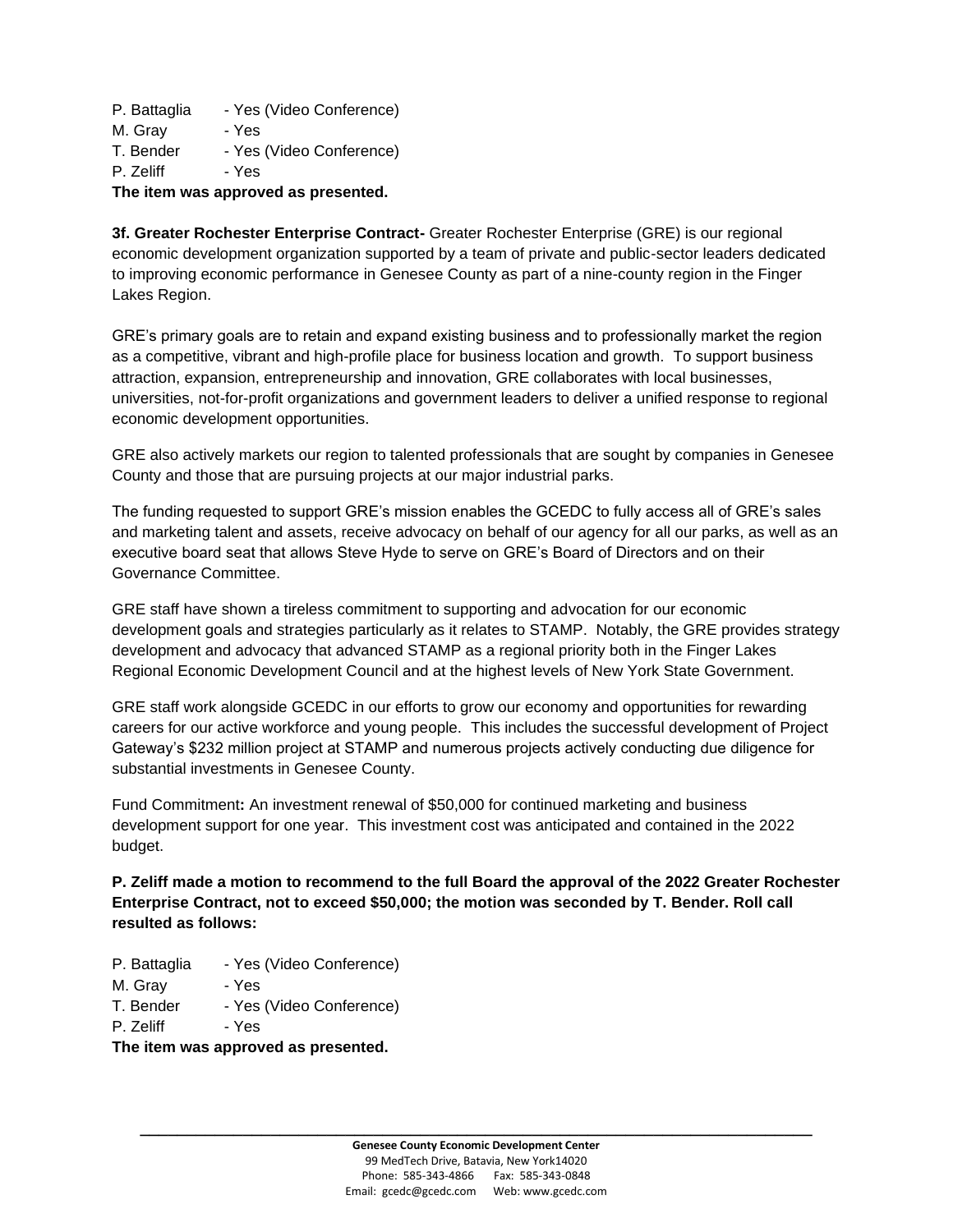P. Battaglia - Yes (Video Conference)
M. Gray - Yes
T. Bender - Yes (Video Conference)
P. Zeliff - Yes

**The item was approved as presented.**

**3f. Greater Rochester Enterprise Contract-** Greater Rochester Enterprise (GRE) is our regional economic development organization supported by a team of private and public-sector leaders dedicated to improving economic performance in Genesee County as part of a nine-county region in the Finger Lakes Region.

GRE's primary goals are to retain and expand existing business and to professionally market the region as a competitive, vibrant and high-profile place for business location and growth. To support business attraction, expansion, entrepreneurship and innovation, GRE collaborates with local businesses, universities, not-for-profit organizations and government leaders to deliver a unified response to regional economic development opportunities.

GRE also actively markets our region to talented professionals that are sought by companies in Genesee County and those that are pursuing projects at our major industrial parks.

The funding requested to support GRE's mission enables the GCEDC to fully access all of GRE's sales and marketing talent and assets, receive advocacy on behalf of our agency for all our parks, as well as an executive board seat that allows Steve Hyde to serve on GRE's Board of Directors and on their Governance Committee.

GRE staff have shown a tireless commitment to supporting and advocation for our economic development goals and strategies particularly as it relates to STAMP. Notably, the GRE provides strategy development and advocacy that advanced STAMP as a regional priority both in the Finger Lakes Regional Economic Development Council and at the highest levels of New York State Government.

GRE staff work alongside GCEDC in our efforts to grow our economy and opportunities for rewarding careers for our active workforce and young people. This includes the successful development of Project Gateway's $232 million project at STAMP and numerous projects actively conducting due diligence for substantial investments in Genesee County.

Fund Commitment**:** An investment renewal of $50,000 for continued marketing and business development support for one year. This investment cost was anticipated and contained in the 2022 budget.

**P. Zeliff made a motion to recommend to the full Board the approval of the 2022 Greater Rochester Enterprise Contract, not to exceed $50,000; the motion was seconded by T. Bender. Roll call resulted as follows:**

P. Battaglia - Yes (Video Conference)
M. Gray - Yes
T. Bender - Yes (Video Conference)
P. Zeliff - Yes

**The item was approved as presented.**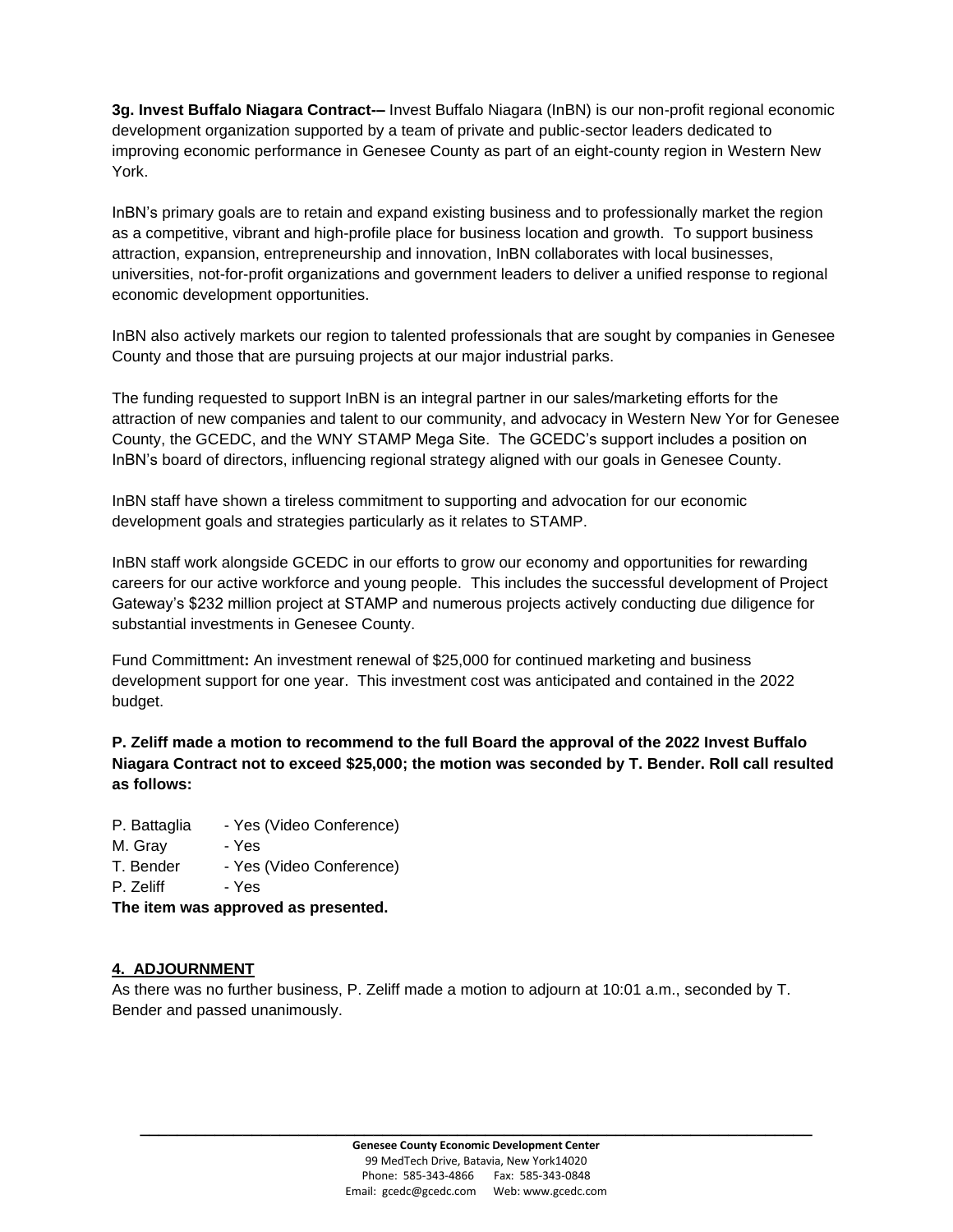**3g. Invest Buffalo Niagara Contract-–** Invest Buffalo Niagara (InBN) is our non-profit regional economic development organization supported by a team of private and public-sector leaders dedicated to improving economic performance in Genesee County as part of an eight-county region in Western New York.

InBN's primary goals are to retain and expand existing business and to professionally market the region as a competitive, vibrant and high-profile place for business location and growth. To support business attraction, expansion, entrepreneurship and innovation, InBN collaborates with local businesses, universities, not-for-profit organizations and government leaders to deliver a unified response to regional economic development opportunities.

InBN also actively markets our region to talented professionals that are sought by companies in Genesee County and those that are pursuing projects at our major industrial parks.

The funding requested to support InBN is an integral partner in our sales/marketing efforts for the attraction of new companies and talent to our community, and advocacy in Western New Yor for Genesee County, the GCEDC, and the WNY STAMP Mega Site. The GCEDC's support includes a position on InBN's board of directors, influencing regional strategy aligned with our goals in Genesee County.

InBN staff have shown a tireless commitment to supporting and advocation for our economic development goals and strategies particularly as it relates to STAMP.

InBN staff work alongside GCEDC in our efforts to grow our economy and opportunities for rewarding careers for our active workforce and young people. This includes the successful development of Project Gateway's $232 million project at STAMP and numerous projects actively conducting due diligence for substantial investments in Genesee County.

Fund Committment**:** An investment renewal of $25,000 for continued marketing and business development support for one year. This investment cost was anticipated and contained in the 2022 budget.

**P. Zeliff made a motion to recommend to the full Board the approval of the 2022 Invest Buffalo Niagara Contract not to exceed $25,000; the motion was seconded by T. Bender. Roll call resulted as follows:**

P. Battaglia - Yes (Video Conference)
M. Gray - Yes
T. Bender - Yes (Video Conference)
P. Zeliff - Yes

**The item was approved as presented.**

**4. ADJOURNMENT**

As there was no further business, P. Zeliff made a motion to adjourn at 10:01 a.m., seconded by T. Bender and passed unanimously.